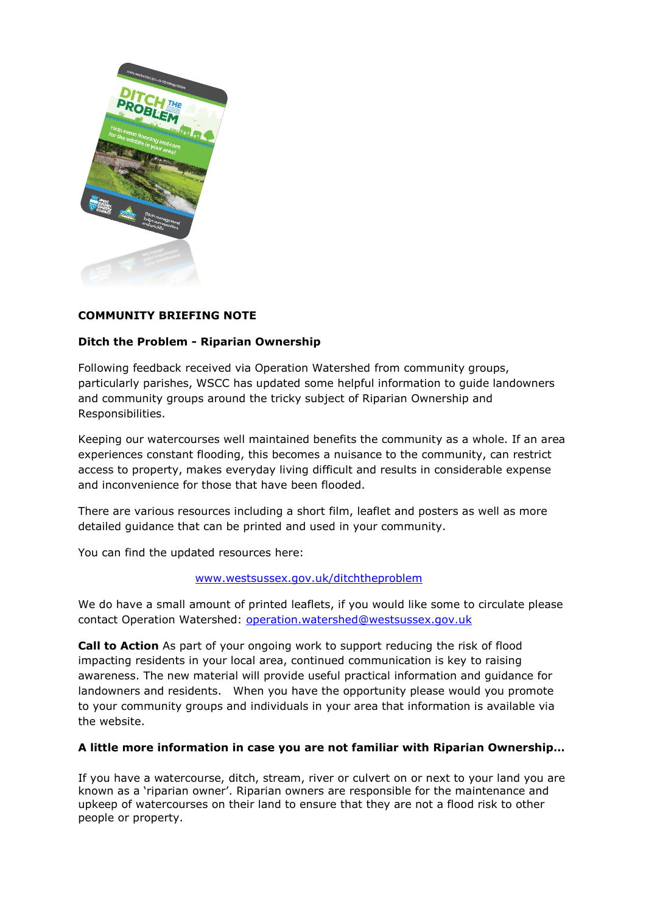**COMMUNITY BRIEFING NOTE**

**Ditch the Problem - Riparian Ownership**

Following feedback received via Operation Watershed from community groups, particularly parishes, WSCC has updated some helpful information to guide landowners and community groups around the tricky subject of Riparian Ownership and Responsibilities.

Keeping our watercourses well maintained benefits the community as a whole. If an area experiences constant flooding, this becomes a nuisance to the community, can restrict access to property, makes everyday living difficult and results in considerable expense and inconvenience for those that have been flooded.

There are various resources including a short film, leaflet and posters as well as more detailed guidance that can be printed and used in your community.

You can find the updated resources here:

[www.westsussex.gov.uk/ditchtheproblem](www.westsussex.gov.uk/ditchtheproblem)

We do have a small amount of printed leaflets, if you would like some to circulate please contact Operation Watershed: [operation.watershed@westsussex.gov.uk](mailto:operation.watershed@westsussex.gov.uk)

**Call to Action** As part of your ongoing work to support reducing the risk of flood impacting residents in your local area, continued communication is key to raising awareness. The new material will provide useful practical information and guidance for landowners and residents. When you have the opportunity please would you promote to your community groups and individuals in your area that information is available via the website.

**A little more information in case you are not familiar with Riparian Ownership…**

If you have a watercourse, ditch, stream, river or culvert on or next to your land you are known as a 'riparian owner'. Riparian owners are responsible for the maintenance and upkeep of watercourses on their land to ensure that they are not a flood risk to other people or property.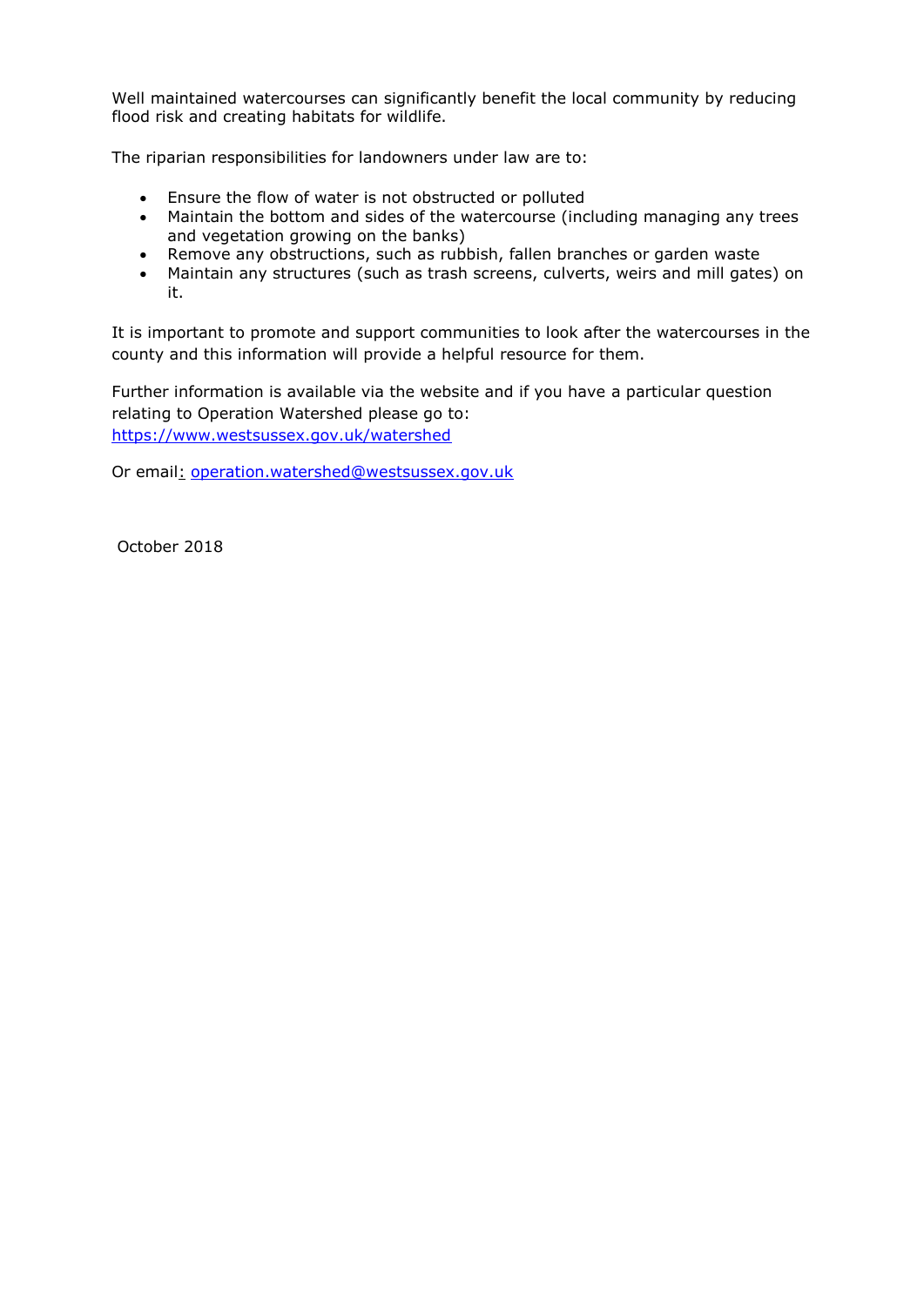Well maintained watercourses can significantly benefit the local community by reducing flood risk and creating habitats for wildlife.

The riparian responsibilities for landowners under law are to:

- Ensure the flow of water is not obstructed or polluted
- Maintain the bottom and sides of the watercourse (including managing any trees and vegetation growing on the banks)
- Remove any obstructions, such as rubbish, fallen branches or garden waste
- Maintain any structures (such as trash screens, culverts, weirs and mill gates) on it.

It is important to promote and support communities to look after the watercourses in the county and this information will provide a helpful resource for them.

Further information is available via the website and if you have a particular question relating to Operation Watershed please go to:
https://www.westsussex.gov.uk/watershed

Or email: operation.watershed@westsussex.gov.uk

October 2018